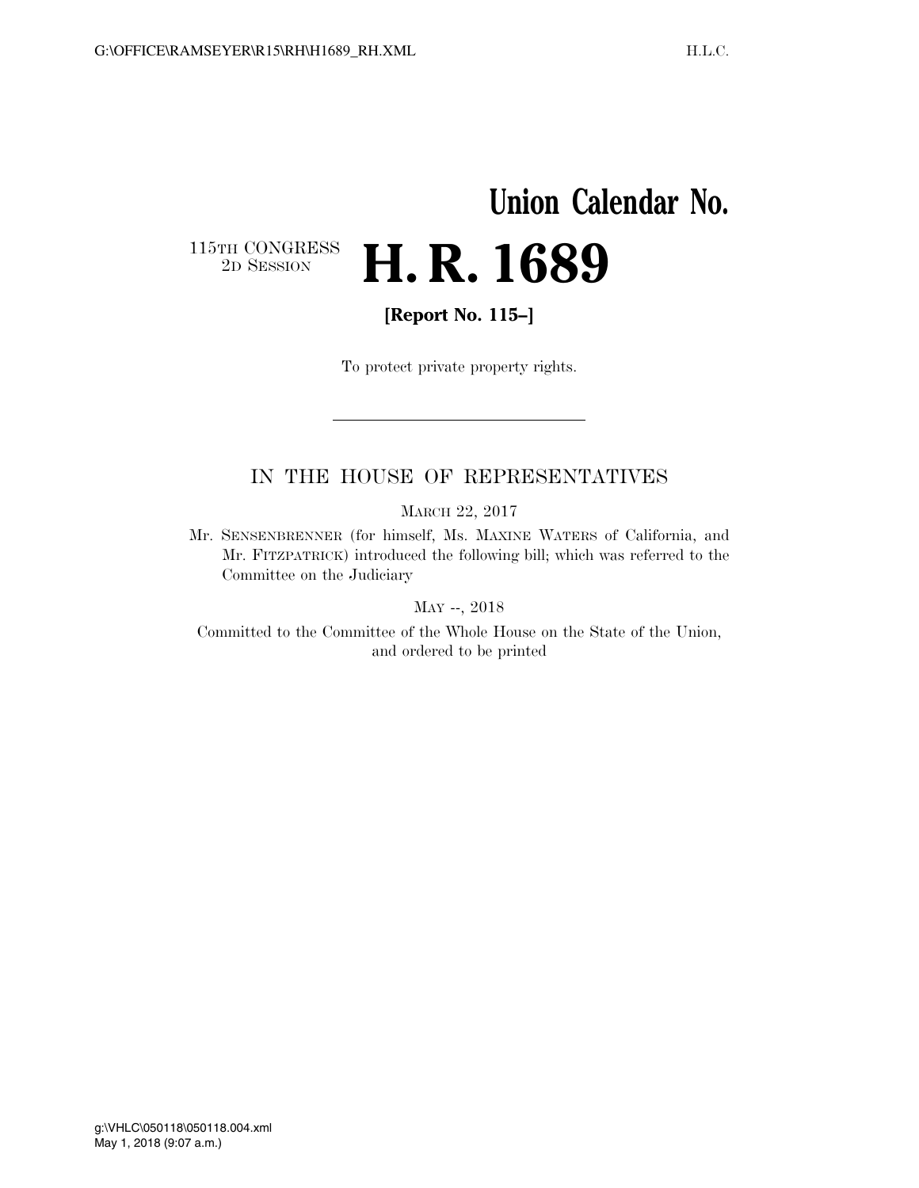# Union Calendar No.

115TH CONGRESS
2D SESSION

# H. R. 1689

**[Report No. 115–]**

To protect private property rights.

---

IN THE HOUSE OF REPRESENTATIVES

MARCH 22, 2017

Mr. SENSENBRENNER (for himself, Ms. MAXINE WATERS of California, and Mr. FITZPATRICK) introduced the following bill; which was referred to the Committee on the Judiciary

MAY --, 2018

Committed to the Committee of the Whole House on the State of the Union, and ordered to be printed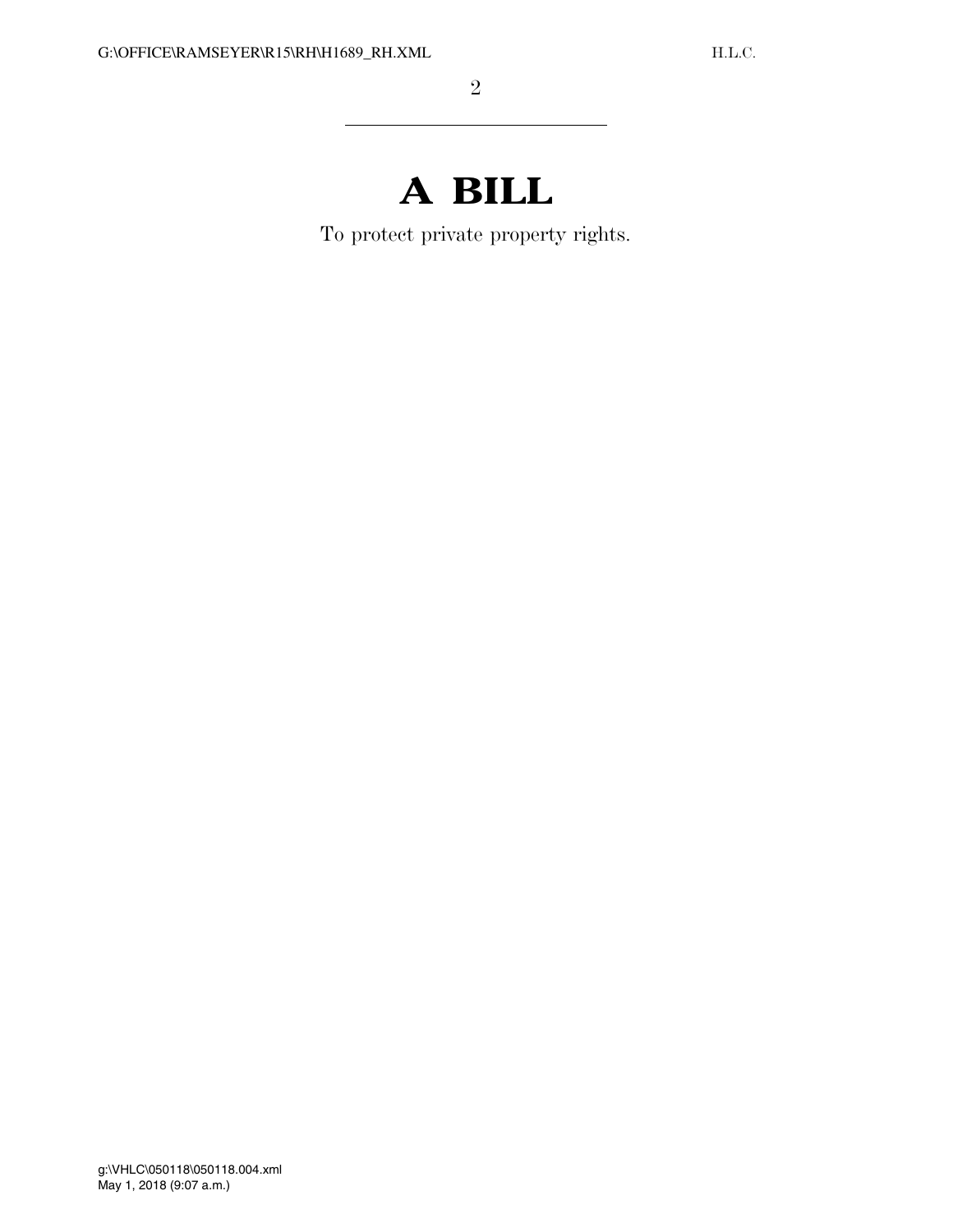# A BILL

To protect private property rights.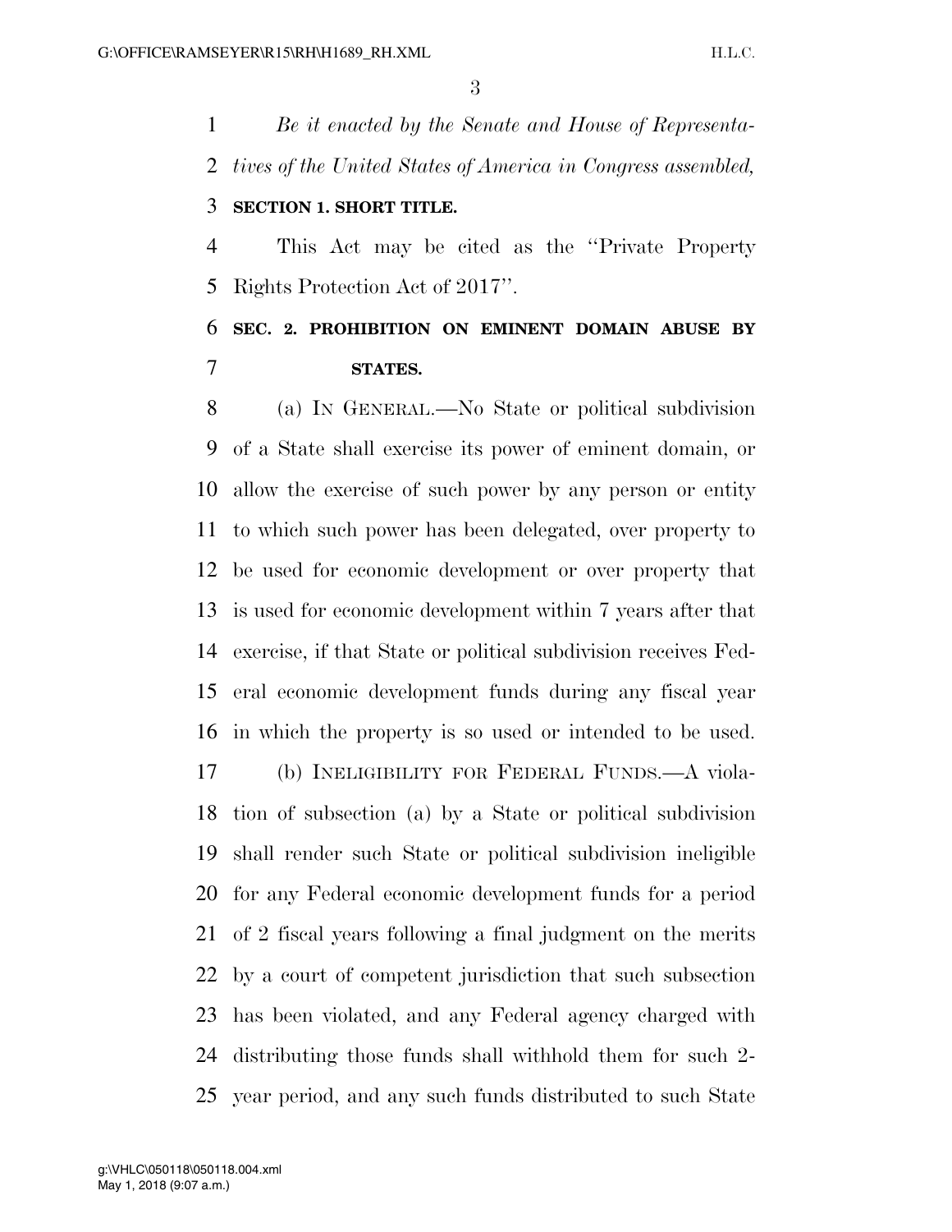*Be it enacted by the Senate and House of Representatives of the United States of America in Congress assembled,*

**SECTION 1. SHORT TITLE.**

This Act may be cited as the ''Private Property Rights Protection Act of 2017''.

**SEC. 2. PROHIBITION ON EMINENT DOMAIN ABUSE BY STATES.**

(a) IN GENERAL.—No State or political subdivision of a State shall exercise its power of eminent domain, or allow the exercise of such power by any person or entity to which such power has been delegated, over property to be used for economic development or over property that is used for economic development within 7 years after that exercise, if that State or political subdivision receives Federal economic development funds during any fiscal year in which the property is so used or intended to be used.

(b) INELIGIBILITY FOR FEDERAL FUNDS.—A violation of subsection (a) by a State or political subdivision shall render such State or political subdivision ineligible for any Federal economic development funds for a period of 2 fiscal years following a final judgment on the merits by a court of competent jurisdiction that such subsection has been violated, and any Federal agency charged with distributing those funds shall withhold them for such 2-year period, and any such funds distributed to such State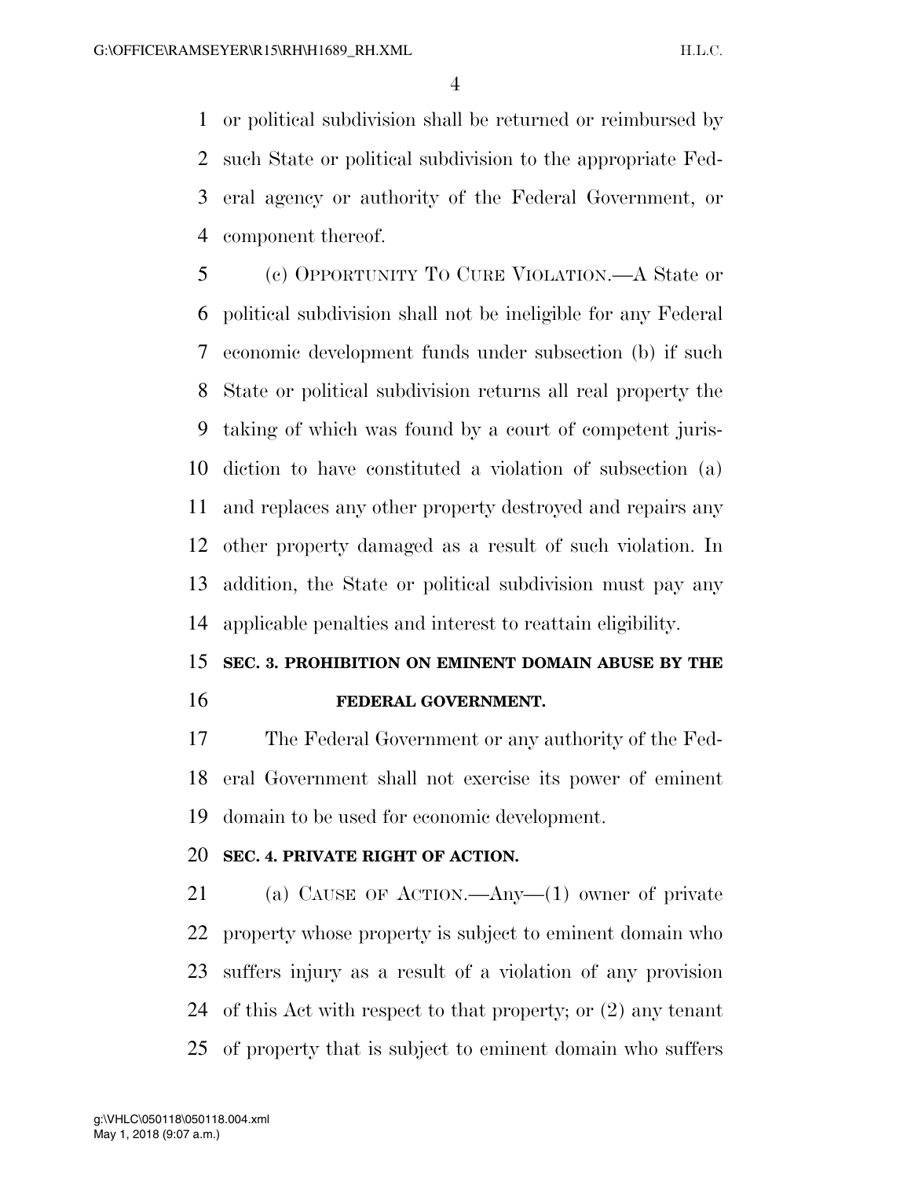or political subdivision shall be returned or reimbursed by such State or political subdivision to the appropriate Federal agency or authority of the Federal Government, or component thereof.

(c) OPPORTUNITY TO CURE VIOLATION.—A State or political subdivision shall not be ineligible for any Federal economic development funds under subsection (b) if such State or political subdivision returns all real property the taking of which was found by a court of competent jurisdiction to have constituted a violation of subsection (a) and replaces any other property destroyed and repairs any other property damaged as a result of such violation. In addition, the State or political subdivision must pay any applicable penalties and interest to reattain eligibility.

## SEC. 3. PROHIBITION ON EMINENT DOMAIN ABUSE BY THE FEDERAL GOVERNMENT.

The Federal Government or any authority of the Federal Government shall not exercise its power of eminent domain to be used for economic development.

## SEC. 4. PRIVATE RIGHT OF ACTION.

(a) CAUSE OF ACTION.—Any—(1) owner of private property whose property is subject to eminent domain who suffers injury as a result of a violation of any provision of this Act with respect to that property; or (2) any tenant of property that is subject to eminent domain who suffers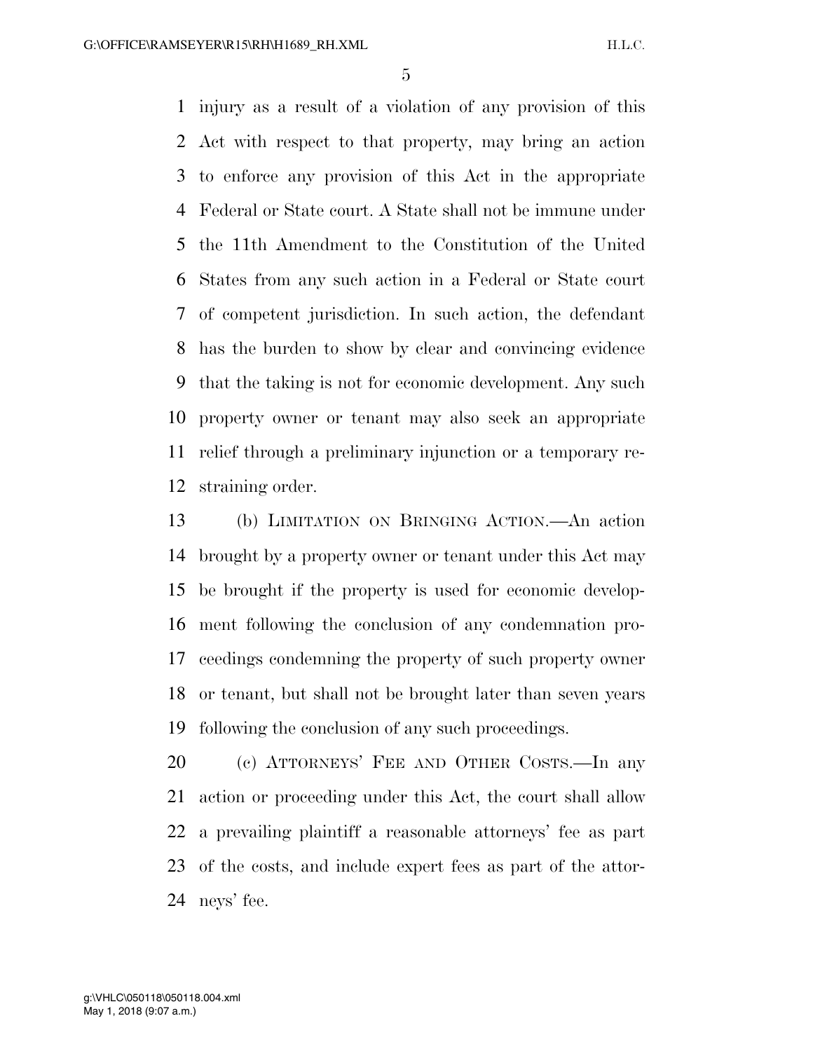injury as a result of a violation of any provision of this Act with respect to that property, may bring an action to enforce any provision of this Act in the appropriate Federal or State court. A State shall not be immune under the 11th Amendment to the Constitution of the United States from any such action in a Federal or State court of competent jurisdiction. In such action, the defendant has the burden to show by clear and convincing evidence that the taking is not for economic development. Any such property owner or tenant may also seek an appropriate relief through a preliminary injunction or a temporary restraining order.

(b) LIMITATION ON BRINGING ACTION.—An action brought by a property owner or tenant under this Act may be brought if the property is used for economic development following the conclusion of any condemnation proceedings condemning the property of such property owner or tenant, but shall not be brought later than seven years following the conclusion of any such proceedings.

(c) ATTORNEYS' FEE AND OTHER COSTS.—In any action or proceeding under this Act, the court shall allow a prevailing plaintiff a reasonable attorneys' fee as part of the costs, and include expert fees as part of the attorneys' fee.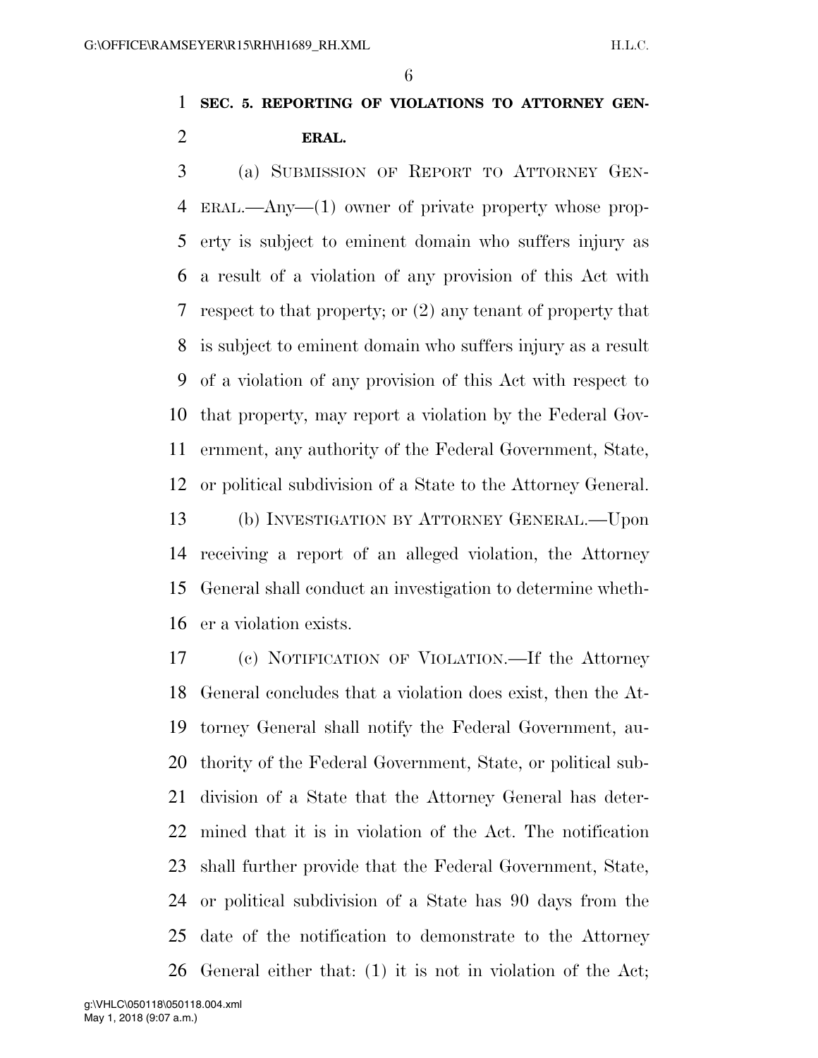**SEC. 5. REPORTING OF VIOLATIONS TO ATTORNEY GENERAL.**

(a) SUBMISSION OF REPORT TO ATTORNEY GENERAL.—Any—(1) owner of private property whose property is subject to eminent domain who suffers injury as a result of a violation of any provision of this Act with respect to that property; or (2) any tenant of property that is subject to eminent domain who suffers injury as a result of a violation of any provision of this Act with respect to that property, may report a violation by the Federal Government, any authority of the Federal Government, State, or political subdivision of a State to the Attorney General.

(b) INVESTIGATION BY ATTORNEY GENERAL.—Upon receiving a report of an alleged violation, the Attorney General shall conduct an investigation to determine whether a violation exists.

(c) NOTIFICATION OF VIOLATION.—If the Attorney General concludes that a violation does exist, then the Attorney General shall notify the Federal Government, authority of the Federal Government, State, or political subdivision of a State that the Attorney General has determined that it is in violation of the Act. The notification shall further provide that the Federal Government, State, or political subdivision of a State has 90 days from the date of the notification to demonstrate to the Attorney General either that: (1) it is not in violation of the Act;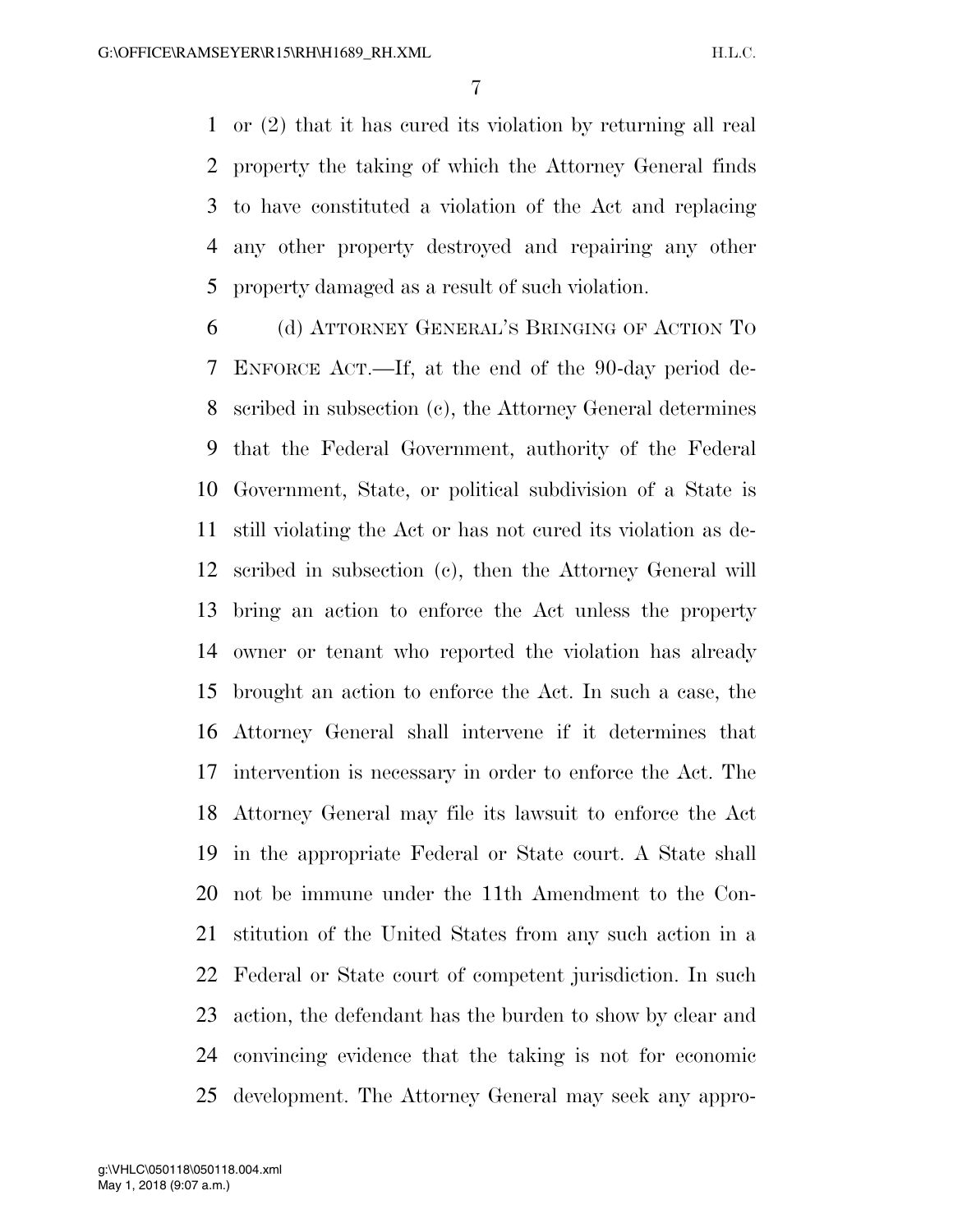or (2) that it has cured its violation by returning all real property the taking of which the Attorney General finds to have constituted a violation of the Act and replacing any other property destroyed and repairing any other property damaged as a result of such violation.

(d) ATTORNEY GENERAL'S BRINGING OF ACTION TO ENFORCE ACT.—If, at the end of the 90-day period described in subsection (c), the Attorney General determines that the Federal Government, authority of the Federal Government, State, or political subdivision of a State is still violating the Act or has not cured its violation as described in subsection (c), then the Attorney General will bring an action to enforce the Act unless the property owner or tenant who reported the violation has already brought an action to enforce the Act. In such a case, the Attorney General shall intervene if it determines that intervention is necessary in order to enforce the Act. The Attorney General may file its lawsuit to enforce the Act in the appropriate Federal or State court. A State shall not be immune under the 11th Amendment to the Constitution of the United States from any such action in a Federal or State court of competent jurisdiction. In such action, the defendant has the burden to show by clear and convincing evidence that the taking is not for economic development. The Attorney General may seek any appro-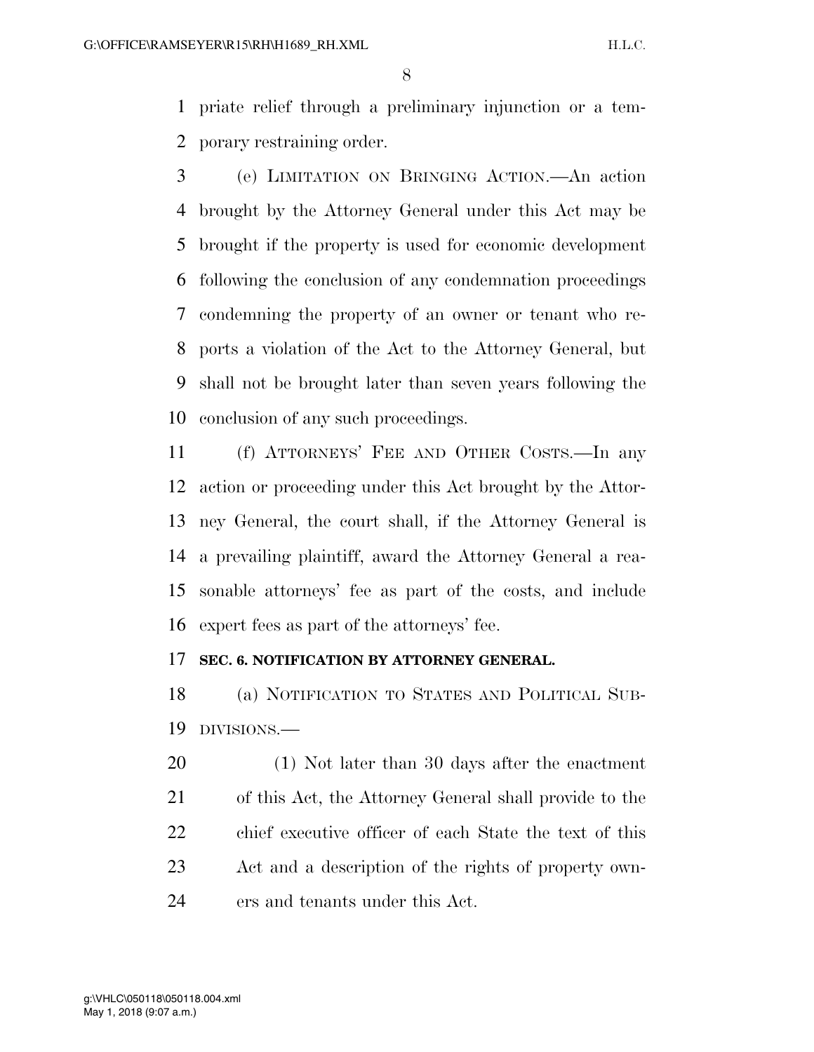priate relief through a preliminary injunction or a temporary restraining order.

(e) LIMITATION ON BRINGING ACTION.—An action brought by the Attorney General under this Act may be brought if the property is used for economic development following the conclusion of any condemnation proceedings condemning the property of an owner or tenant who reports a violation of the Act to the Attorney General, but shall not be brought later than seven years following the conclusion of any such proceedings.

(f) ATTORNEYS' FEE AND OTHER COSTS.—In any action or proceeding under this Act brought by the Attorney General, the court shall, if the Attorney General is a prevailing plaintiff, award the Attorney General a reasonable attorneys' fee as part of the costs, and include expert fees as part of the attorneys' fee.

**SEC. 6. NOTIFICATION BY ATTORNEY GENERAL.**

(a) NOTIFICATION TO STATES AND POLITICAL SUBDIVISIONS.—

(1) Not later than 30 days after the enactment of this Act, the Attorney General shall provide to the chief executive officer of each State the text of this Act and a description of the rights of property owners and tenants under this Act.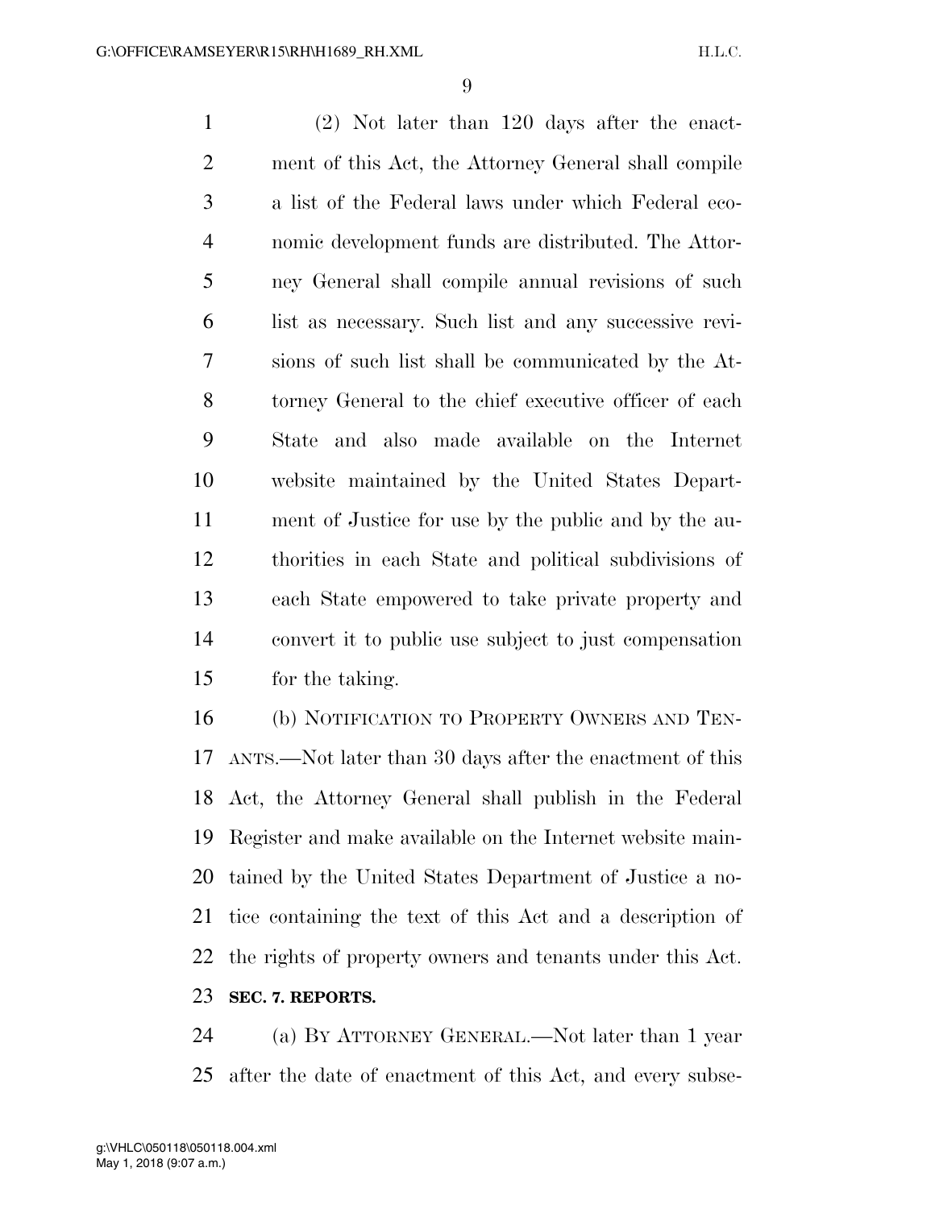(2) Not later than 120 days after the enactment of this Act, the Attorney General shall compile a list of the Federal laws under which Federal economic development funds are distributed. The Attorney General shall compile annual revisions of such list as necessary. Such list and any successive revisions of such list shall be communicated by the Attorney General to the chief executive officer of each State and also made available on the Internet website maintained by the United States Department of Justice for use by the public and by the authorities in each State and political subdivisions of each State empowered to take private property and convert it to public use subject to just compensation for the taking.

(b) NOTIFICATION TO PROPERTY OWNERS AND TENANTS.—Not later than 30 days after the enactment of this Act, the Attorney General shall publish in the Federal Register and make available on the Internet website maintained by the United States Department of Justice a notice containing the text of this Act and a description of the rights of property owners and tenants under this Act.

**SEC. 7. REPORTS.**

(a) BY ATTORNEY GENERAL.—Not later than 1 year after the date of enactment of this Act, and every subse-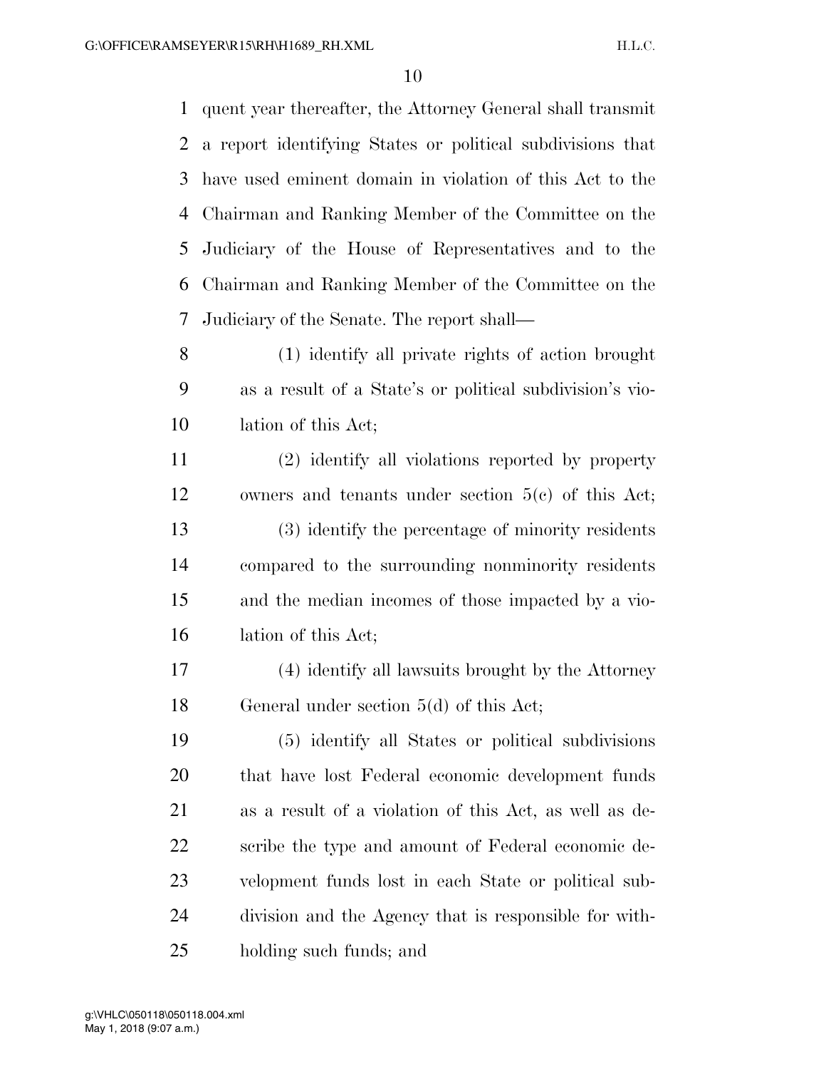quent year thereafter, the Attorney General shall transmit a report identifying States or political subdivisions that have used eminent domain in violation of this Act to the Chairman and Ranking Member of the Committee on the Judiciary of the House of Representatives and to the Chairman and Ranking Member of the Committee on the Judiciary of the Senate. The report shall—

(1) identify all private rights of action brought as a result of a State's or political subdivision's violation of this Act;

(2) identify all violations reported by property owners and tenants under section 5(c) of this Act;

(3) identify the percentage of minority residents compared to the surrounding nonminority residents and the median incomes of those impacted by a violation of this Act;

(4) identify all lawsuits brought by the Attorney General under section 5(d) of this Act;

(5) identify all States or political subdivisions that have lost Federal economic development funds as a result of a violation of this Act, as well as describe the type and amount of Federal economic development funds lost in each State or political subdivision and the Agency that is responsible for withholding such funds; and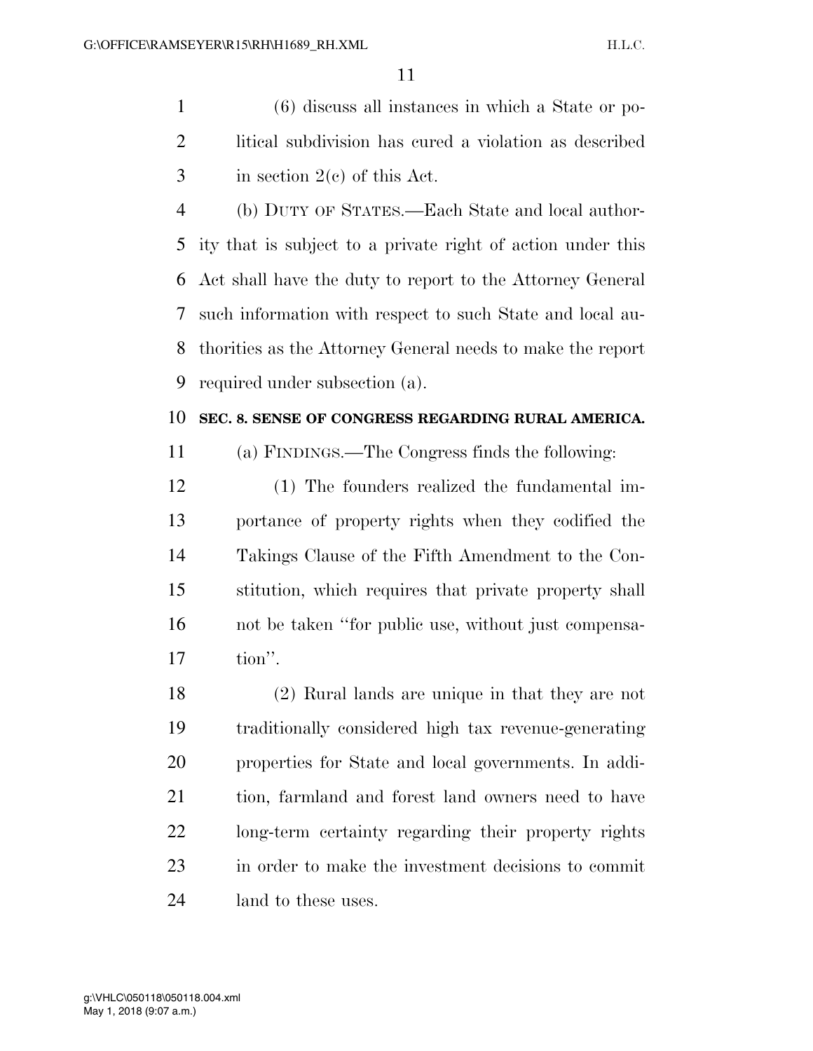(6) discuss all instances in which a State or political subdivision has cured a violation as described in section 2(c) of this Act.

(b) DUTY OF STATES.—Each State and local authority that is subject to a private right of action under this Act shall have the duty to report to the Attorney General such information with respect to such State and local authorities as the Attorney General needs to make the report required under subsection (a).

**SEC. 8. SENSE OF CONGRESS REGARDING RURAL AMERICA.**

(a) FINDINGS.—The Congress finds the following:

(1) The founders realized the fundamental importance of property rights when they codified the Takings Clause of the Fifth Amendment to the Constitution, which requires that private property shall not be taken "for public use, without just compensation".

(2) Rural lands are unique in that they are not traditionally considered high tax revenue-generating properties for State and local governments. In addition, farmland and forest land owners need to have long-term certainty regarding their property rights in order to make the investment decisions to commit land to these uses.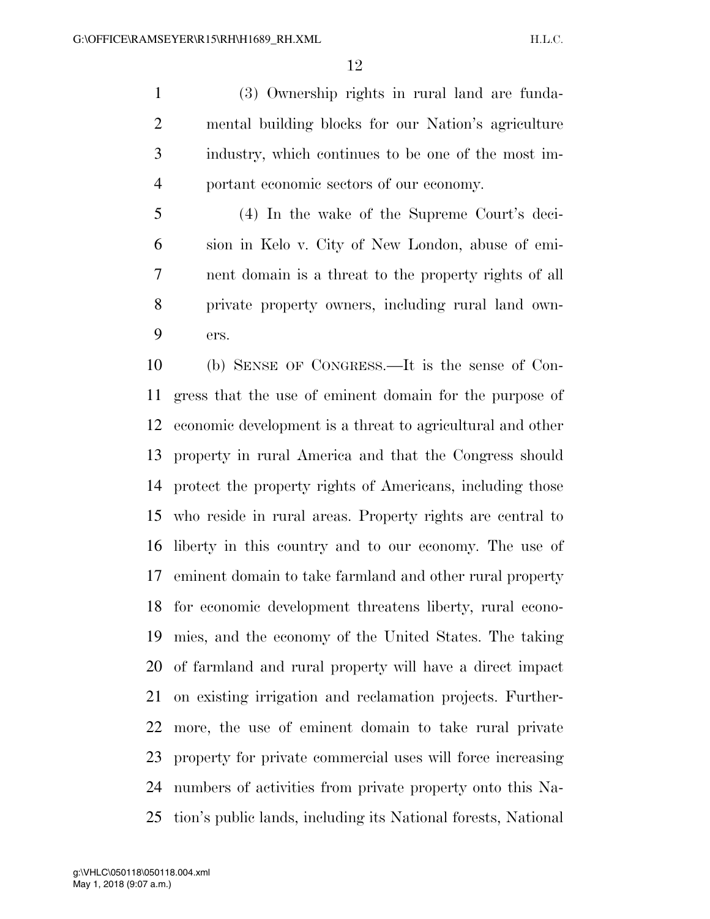(3) Ownership rights in rural land are fundamental building blocks for our Nation's agriculture industry, which continues to be one of the most important economic sectors of our economy.

(4) In the wake of the Supreme Court's decision in Kelo v. City of New London, abuse of eminent domain is a threat to the property rights of all private property owners, including rural land owners.

(b) SENSE OF CONGRESS.—It is the sense of Congress that the use of eminent domain for the purpose of economic development is a threat to agricultural and other property in rural America and that the Congress should protect the property rights of Americans, including those who reside in rural areas. Property rights are central to liberty in this country and to our economy. The use of eminent domain to take farmland and other rural property for economic development threatens liberty, rural economies, and the economy of the United States. The taking of farmland and rural property will have a direct impact on existing irrigation and reclamation projects. Furthermore, the use of eminent domain to take rural private property for private commercial uses will force increasing numbers of activities from private property onto this Nation's public lands, including its National forests, National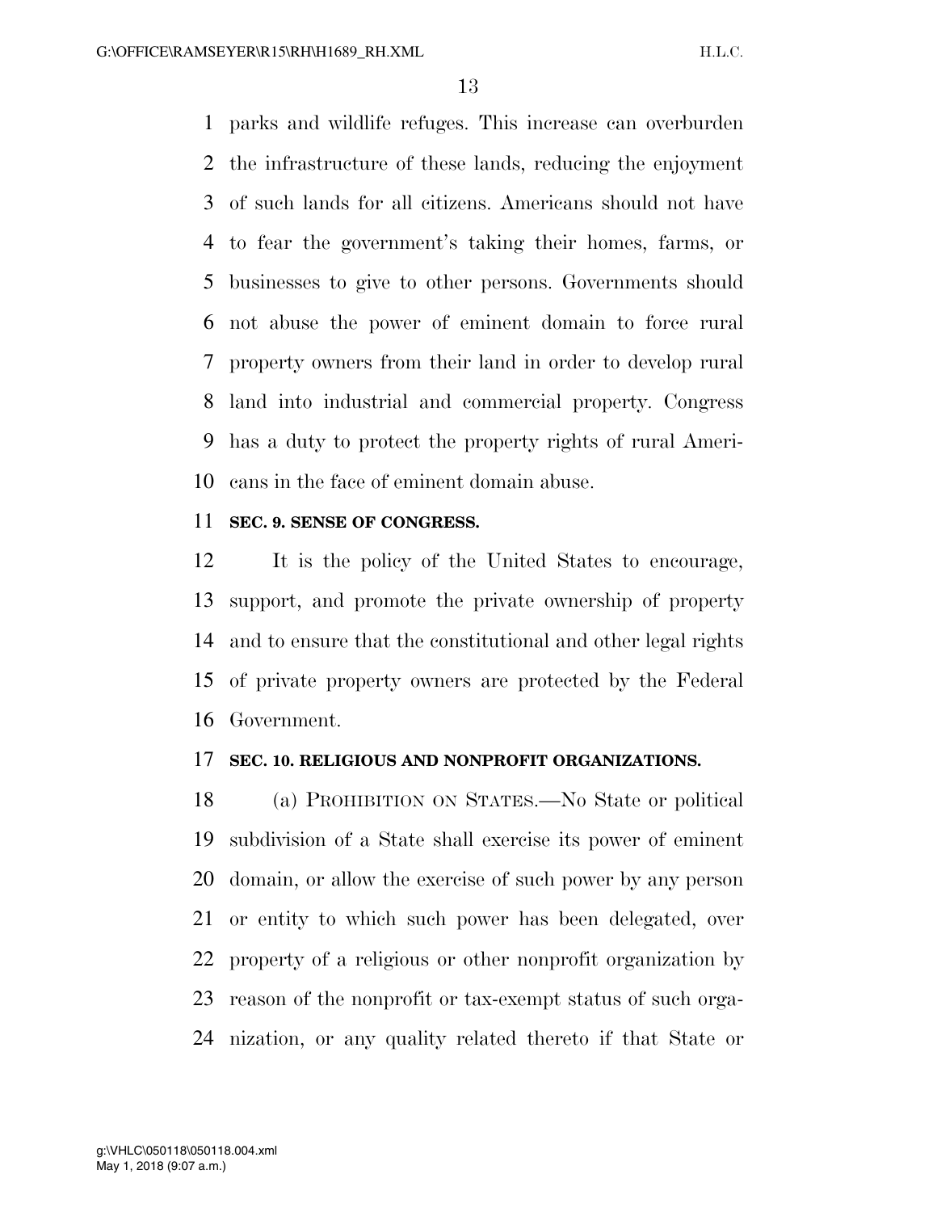parks and wildlife refuges. This increase can overburden the infrastructure of these lands, reducing the enjoyment of such lands for all citizens. Americans should not have to fear the government's taking their homes, farms, or businesses to give to other persons. Governments should not abuse the power of eminent domain to force rural property owners from their land in order to develop rural land into industrial and commercial property. Congress has a duty to protect the property rights of rural Americans in the face of eminent domain abuse.

**SEC. 9. SENSE OF CONGRESS.**

It is the policy of the United States to encourage, support, and promote the private ownership of property and to ensure that the constitutional and other legal rights of private property owners are protected by the Federal Government.

**SEC. 10. RELIGIOUS AND NONPROFIT ORGANIZATIONS.**

(a) PROHIBITION ON STATES.—No State or political subdivision of a State shall exercise its power of eminent domain, or allow the exercise of such power by any person or entity to which such power has been delegated, over property of a religious or other nonprofit organization by reason of the nonprofit or tax-exempt status of such organization, or any quality related thereto if that State or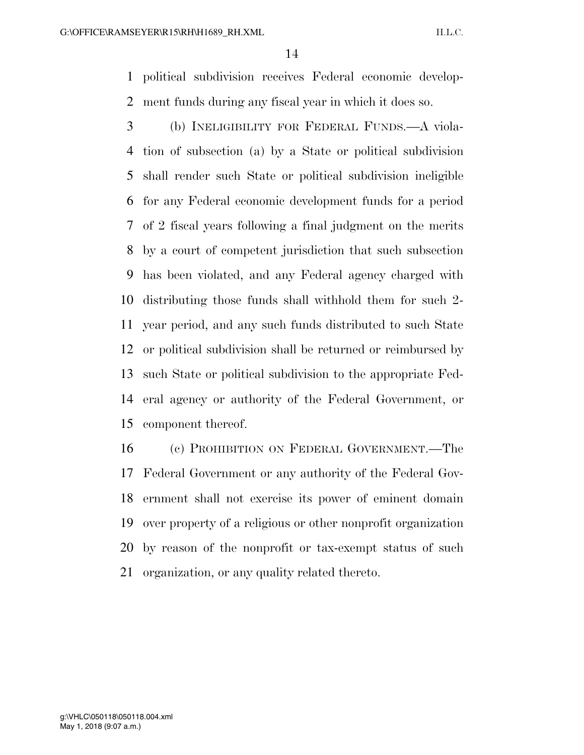political subdivision receives Federal economic development funds during any fiscal year in which it does so.

(b) INELIGIBILITY FOR FEDERAL FUNDS.—A violation of subsection (a) by a State or political subdivision shall render such State or political subdivision ineligible for any Federal economic development funds for a period of 2 fiscal years following a final judgment on the merits by a court of competent jurisdiction that such subsection has been violated, and any Federal agency charged with distributing those funds shall withhold them for such 2-year period, and any such funds distributed to such State or political subdivision shall be returned or reimbursed by such State or political subdivision to the appropriate Federal agency or authority of the Federal Government, or component thereof.

(c) PROHIBITION ON FEDERAL GOVERNMENT.—The Federal Government or any authority of the Federal Government shall not exercise its power of eminent domain over property of a religious or other nonprofit organization by reason of the nonprofit or tax-exempt status of such organization, or any quality related thereto.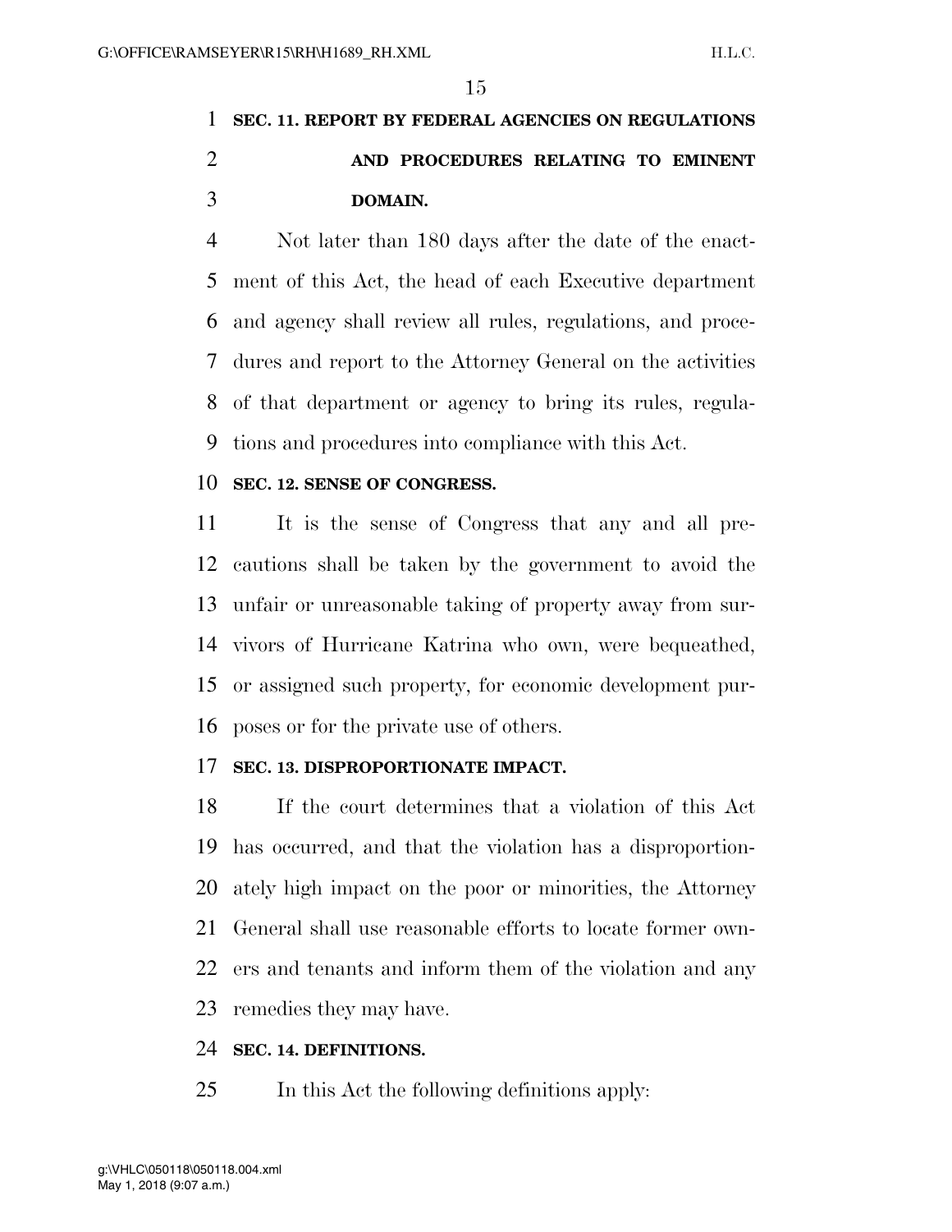**SEC. 11. REPORT BY FEDERAL AGENCIES ON REGULATIONS AND PROCEDURES RELATING TO EMINENT DOMAIN.**

Not later than 180 days after the date of the enactment of this Act, the head of each Executive department and agency shall review all rules, regulations, and procedures and report to the Attorney General on the activities of that department or agency to bring its rules, regulations and procedures into compliance with this Act.

**SEC. 12. SENSE OF CONGRESS.**

It is the sense of Congress that any and all precautions shall be taken by the government to avoid the unfair or unreasonable taking of property away from survivors of Hurricane Katrina who own, were bequeathed, or assigned such property, for economic development purposes or for the private use of others.

**SEC. 13. DISPROPORTIONATE IMPACT.**

If the court determines that a violation of this Act has occurred, and that the violation has a disproportionately high impact on the poor or minorities, the Attorney General shall use reasonable efforts to locate former owners and tenants and inform them of the violation and any remedies they may have.

**SEC. 14. DEFINITIONS.**

In this Act the following definitions apply: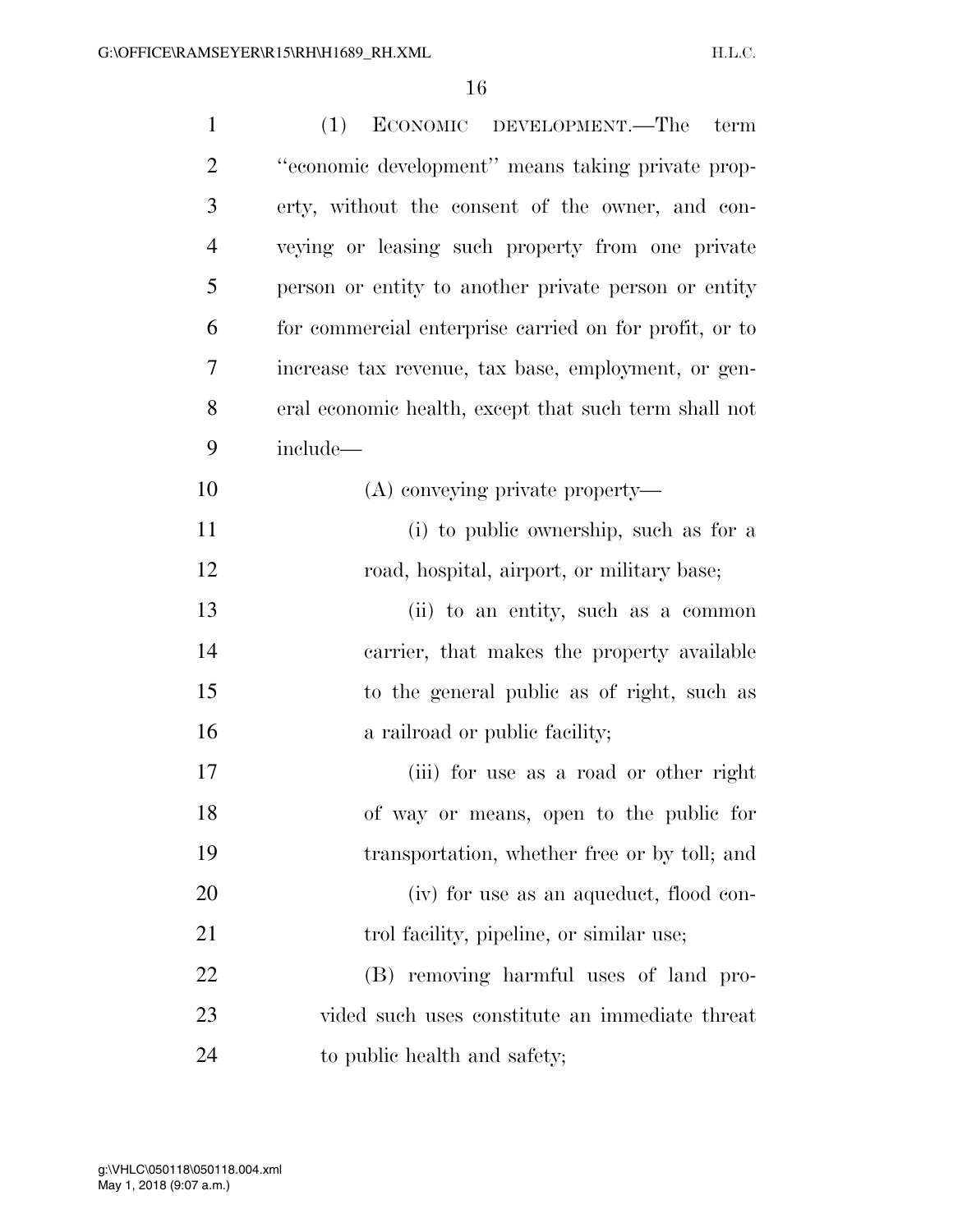(1) ECONOMIC DEVELOPMENT.—The term "economic development" means taking private property, without the consent of the owner, and conveying or leasing such property from one private person or entity to another private person or entity for commercial enterprise carried on for profit, or to increase tax revenue, tax base, employment, or general economic health, except that such term shall not include—

(A) conveying private property—

(i) to public ownership, such as for a road, hospital, airport, or military base;

(ii) to an entity, such as a common carrier, that makes the property available to the general public as of right, such as a railroad or public facility;

(iii) for use as a road or other right of way or means, open to the public for transportation, whether free or by toll; and

(iv) for use as an aqueduct, flood control facility, pipeline, or similar use;

(B) removing harmful uses of land provided such uses constitute an immediate threat to public health and safety;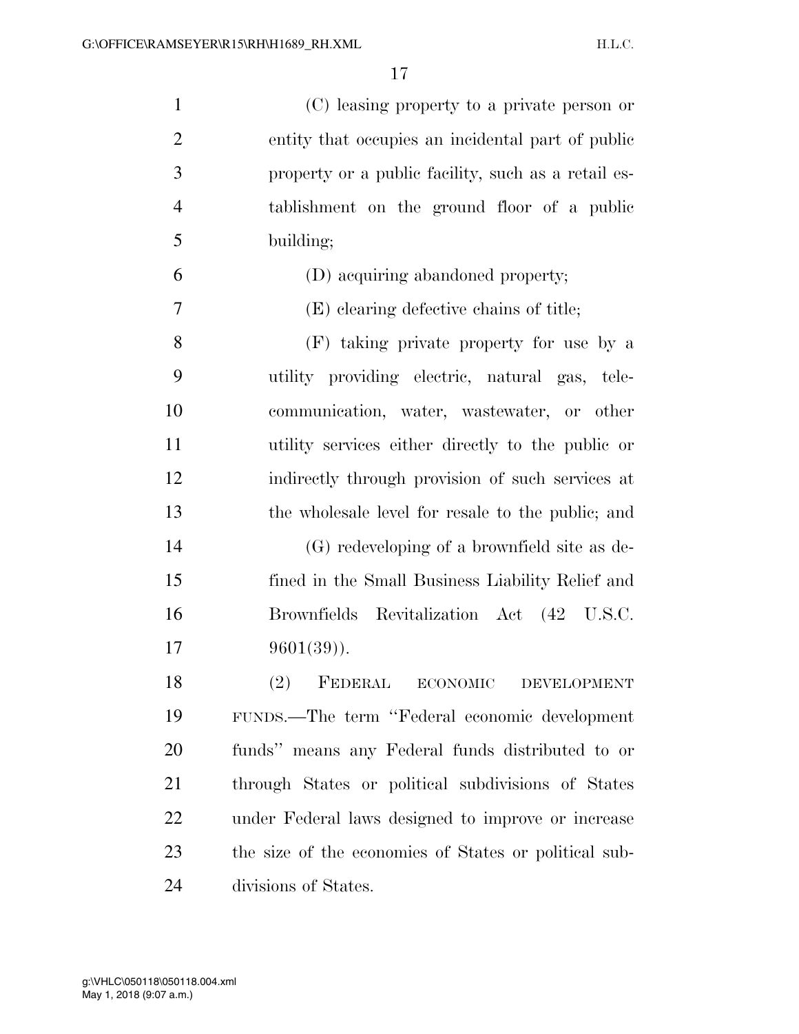(C) leasing property to a private person or entity that occupies an incidental part of public property or a public facility, such as a retail establishment on the ground floor of a public building;

(D) acquiring abandoned property;

(E) clearing defective chains of title;

(F) taking private property for use by a utility providing electric, natural gas, telecommunication, water, wastewater, or other utility services either directly to the public or indirectly through provision of such services at the wholesale level for resale to the public; and

(G) redeveloping of a brownfield site as defined in the Small Business Liability Relief and Brownfields Revitalization Act (42 U.S.C. 9601(39)).

(2) FEDERAL ECONOMIC DEVELOPMENT FUNDS.—The term ''Federal economic development funds'' means any Federal funds distributed to or through States or political subdivisions of States under Federal laws designed to improve or increase the size of the economies of States or political subdivisions of States.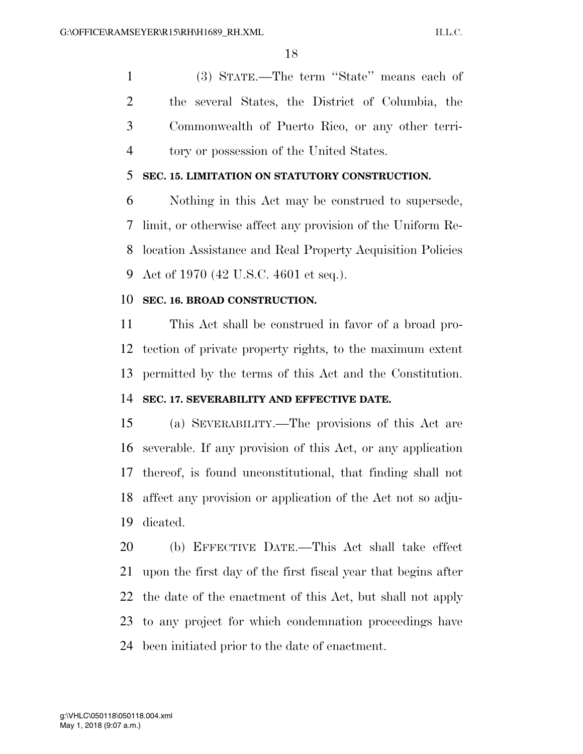(3) STATE.—The term "State" means each of the several States, the District of Columbia, the Commonwealth of Puerto Rico, or any other territory or possession of the United States.

**SEC. 15. LIMITATION ON STATUTORY CONSTRUCTION.**

Nothing in this Act may be construed to supersede, limit, or otherwise affect any provision of the Uniform Relocation Assistance and Real Property Acquisition Policies Act of 1970 (42 U.S.C. 4601 et seq.).

**SEC. 16. BROAD CONSTRUCTION.**

This Act shall be construed in favor of a broad protection of private property rights, to the maximum extent permitted by the terms of this Act and the Constitution.

**SEC. 17. SEVERABILITY AND EFFECTIVE DATE.**

(a) SEVERABILITY.—The provisions of this Act are severable. If any provision of this Act, or any application thereof, is found unconstitutional, that finding shall not affect any provision or application of the Act not so adjudicated.

(b) EFFECTIVE DATE.—This Act shall take effect upon the first day of the first fiscal year that begins after the date of the enactment of this Act, but shall not apply to any project for which condemnation proceedings have been initiated prior to the date of enactment.